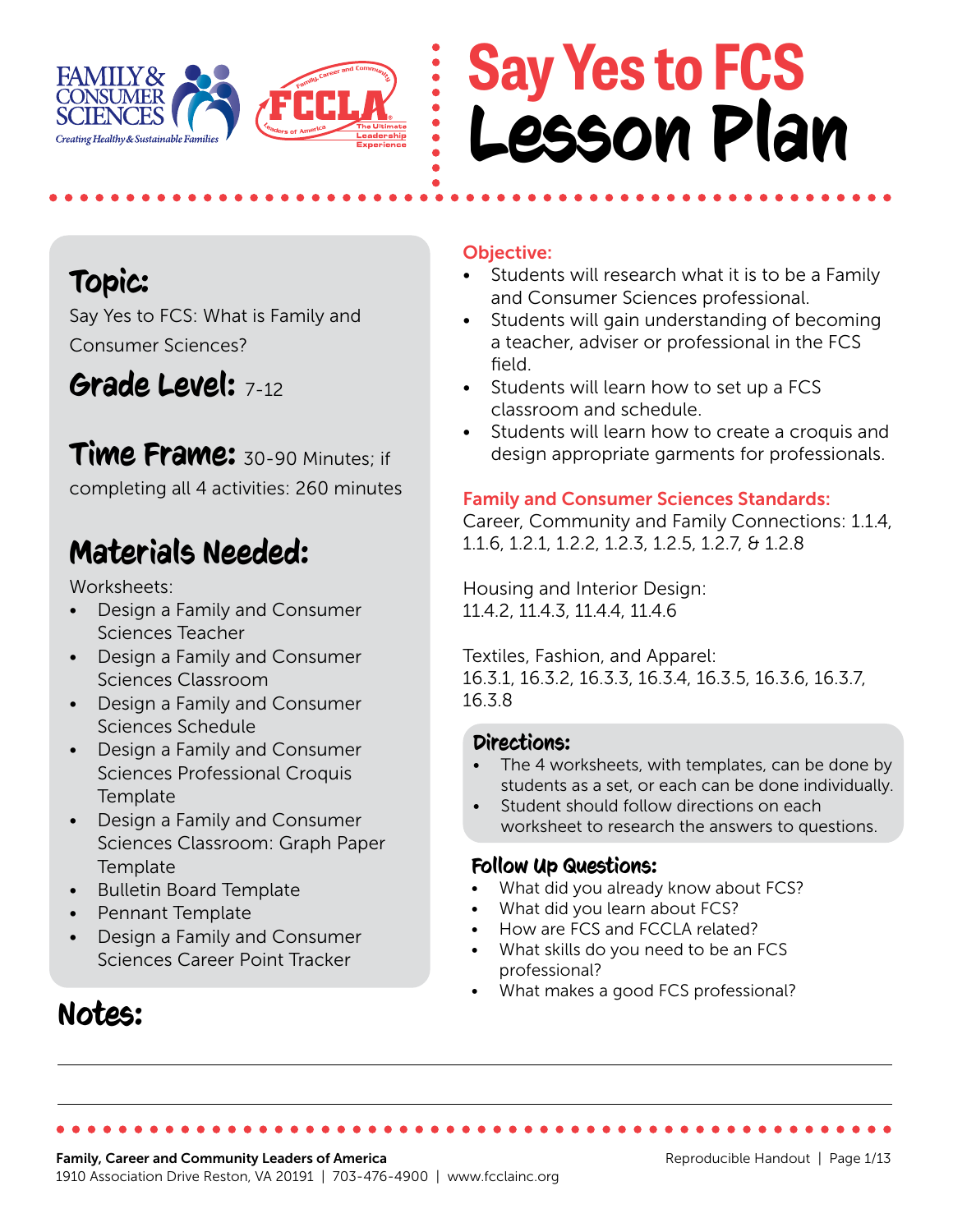# Say Yes to FCS Lesson Plan

## Topic:

Say Yes to FCS: What is Family and Consumer Sciences?

## Grade Level: 7-12

## Time Frame: 30-90 Minutes; if completing all 4 activities: 260 minutes

## Materials Needed:

Worksheets:

- Design a Family and Consumer Sciences Teacher
- Design a Family and Consumer Sciences Classroom
- Design a Family and Consumer Sciences Schedule
- Design a Family and Consumer Sciences Professional Croquis Template
- Design a Family and Consumer Sciences Classroom: Graph Paper Template
- Bulletin Board Template
- Pennant Template
- Design a Family and Consumer Sciences Career Point Tracker

## Notes:

## Objective:

- Students will research what it is to be a Family and Consumer Sciences professional.
- Students will gain understanding of becoming a teacher, adviser or professional in the FCS field.
- Students will learn how to set up a FCS classroom and schedule.
- Students will learn how to create a croquis and design appropriate garments for professionals.

## Family and Consumer Sciences Standards:

Career, Community and Family Connections: 1.1.4, 1.1.6, 1.2.1, 1.2.2, 1.2.3, 1.2.5, 1.2.7, & 1.2.8

Housing and Interior Design:
11.4.2, 11.4.3, 11.4.4, 11.4.6

Textiles, Fashion, and Apparel:
16.3.1, 16.3.2, 16.3.3, 16.3.4, 16.3.5, 16.3.6, 16.3.7, 16.3.8

## Directions:

- The 4 worksheets, with templates, can be done by students as a set, or each can be done individually.
- Student should follow directions on each worksheet to research the answers to questions.

## Follow Up Questions:

- What did you already know about FCS?
- What did you learn about FCS?
- How are FCS and FCCLA related?
- What skills do you need to be an FCS professional?
- What makes a good FCS professional?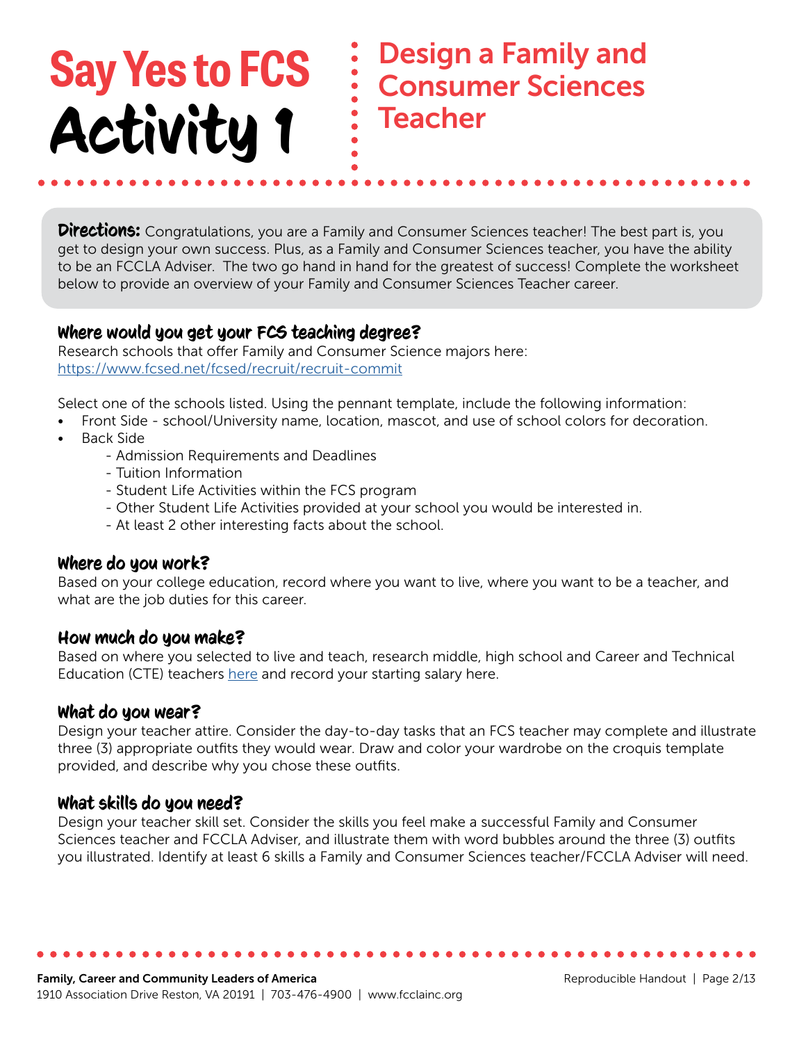# Say Yes to FCS Activity 1

## Design a Family and Consumer Sciences Teacher

**Directions:** Congratulations, you are a Family and Consumer Sciences teacher! The best part is, you get to design your own success. Plus, as a Family and Consumer Sciences teacher, you have the ability to be an FCCLA Adviser. The two go hand in hand for the greatest of success! Complete the worksheet below to provide an overview of your Family and Consumer Sciences Teacher career.

### Where would you get your FCS teaching degree?

Research schools that offer Family and Consumer Science majors here: [https://www.fcsed.net/fcsed/recruit/recruit-commit](https://www.fcsed.net/fcsed/recruit/recruit-commit)

Select one of the schools listed. Using the pennant template, include the following information:

- Front Side - school/University name, location, mascot, and use of school colors for decoration.
- Back Side
    - Admission Requirements and Deadlines
    - Tuition Information
    - Student Life Activities within the FCS program
    - Other Student Life Activities provided at your school you would be interested in.
    - At least 2 other interesting facts about the school.

### Where do you work?

Based on your college education, record where you want to live, where you want to be a teacher, and what are the job duties for this career.

### How much do you make?

Based on where you selected to live and teach, research middle, high school and Career and Technical Education (CTE) teachers here and record your starting salary here.

### What do you wear?

Design your teacher attire. Consider the day-to-day tasks that an FCS teacher may complete and illustrate three (3) appropriate outfits they would wear. Draw and color your wardrobe on the croquis template provided, and describe why you chose these outfits.

### What skills do you need?

Design your teacher skill set. Consider the skills you feel make a successful Family and Consumer Sciences teacher and FCCLA Adviser, and illustrate them with word bubbles around the three (3) outfits you illustrated. Identify at least 6 skills a Family and Consumer Sciences teacher/FCCLA Adviser will need.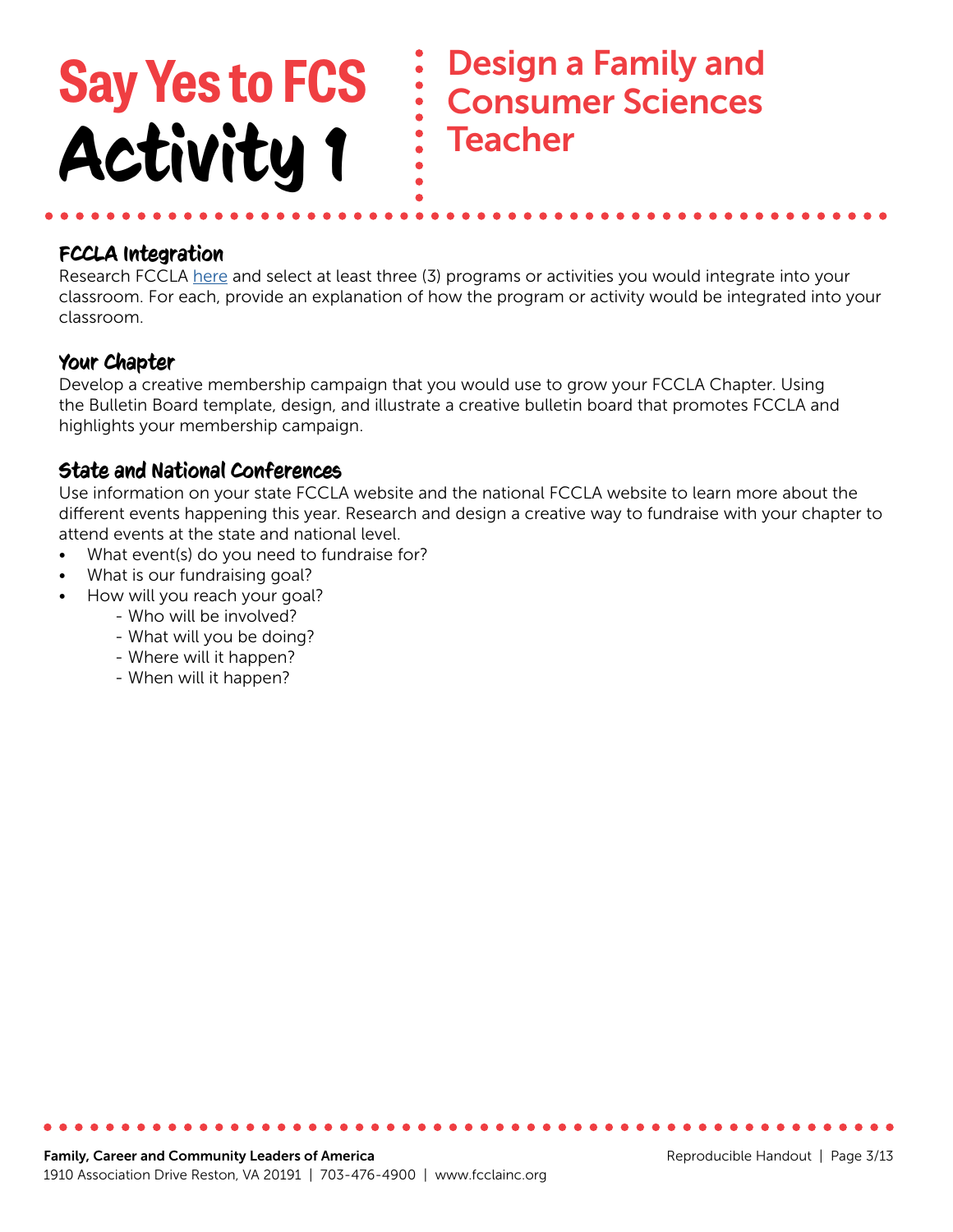# Say Yes to FCS Activity 1

## Design a Family and Consumer Sciences Teacher

### FCCLA Integration

Research FCCLA here and select at least three (3) programs or activities you would integrate into your classroom. For each, provide an explanation of how the program or activity would be integrated into your classroom.

### Your Chapter

Develop a creative membership campaign that you would use to grow your FCCLA Chapter. Using the Bulletin Board template, design, and illustrate a creative bulletin board that promotes FCCLA and highlights your membership campaign.

### State and National Conferences

Use information on your state FCCLA website and the national FCCLA website to learn more about the different events happening this year. Research and design a creative way to fundraise with your chapter to attend events at the state and national level.

- What event(s) do you need to fundraise for?
- What is our fundraising goal?
- How will you reach your goal?
  - Who will be involved?
  - What will you be doing?
  - Where will it happen?
  - When will it happen?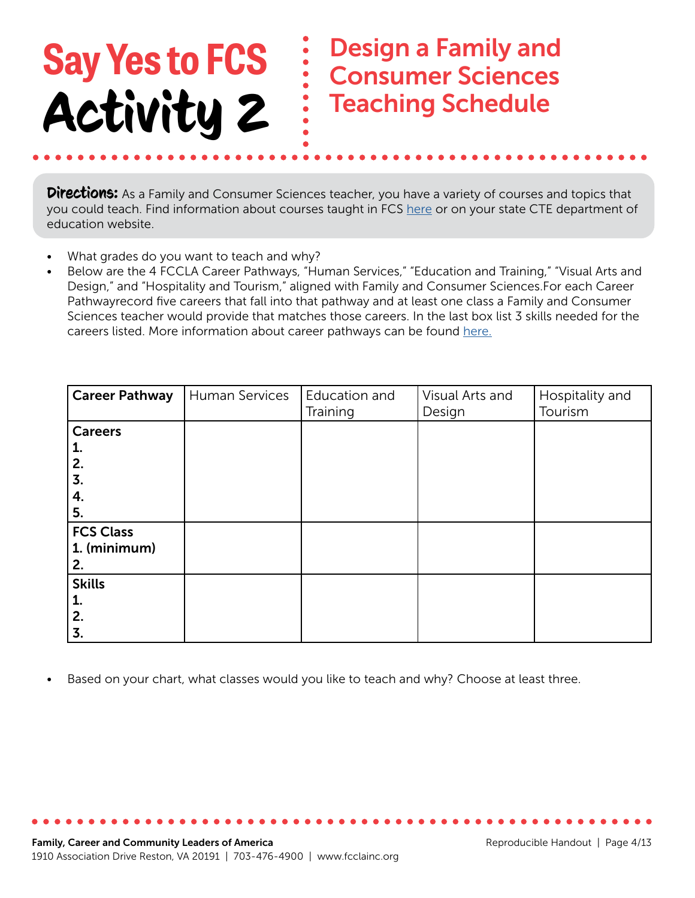# Say Yes to FCS Activity 2

## Design a Family and Consumer Sciences Teaching Schedule

**Directions:** As a Family and Consumer Sciences teacher, you have a variety of courses and topics that you could teach. Find information about courses taught in FCS here or on your state CTE department of education website.

- What grades do you want to teach and why?
- Below are the 4 FCCLA Career Pathways, "Human Services," "Education and Training," "Visual Arts and Design," and "Hospitality and Tourism," aligned with Family and Consumer Sciences.For each Career Pathwayrecord five careers that fall into that pathway and at least one class a Family and Consumer Sciences teacher would provide that matches those careers. In the last box list 3 skills needed for the careers listed. More information about career pathways can be found here.

| **Career Pathway** | Human Services | Education and Training | Visual Arts and Design | Hospitality and Tourism |
|---|---|---|---|---|
| **Careers**<br>**1.**<br>**2.**<br>**3.**<br>**4.**<br>**5.** | | | | |
| **FCS Class**<br>**1. (minimum)**<br>**2.** | | | | |
| **Skills**<br>**1.**<br>**2.**<br>**3.** | | | | |

- Based on your chart, what classes would you like to teach and why? Choose at least three.

**Family, Career and Community Leaders of America**
1910 Association Drive Reston, VA 20191 | 703-476-4900 | www.fcclainc.org

Reproducible Handout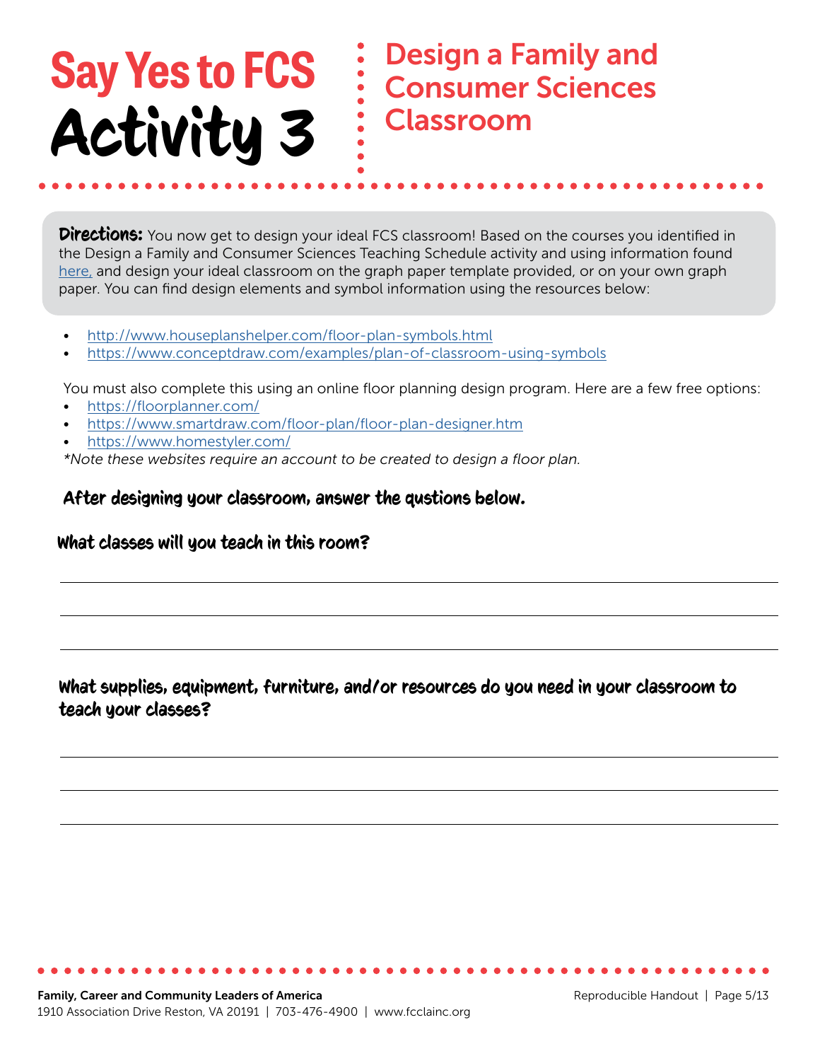# Say Yes to FCS Activity 3

## Design a Family and Consumer Sciences Classroom

**Directions:** You now get to design your ideal FCS classroom! Based on the courses you identified in the Design a Family and Consumer Sciences Teaching Schedule activity and using information found here, and design your ideal classroom on the graph paper template provided, or on your own graph paper. You can find design elements and symbol information using the resources below:

- http://www.houseplanshelper.com/floor-plan-symbols.html
- https://www.conceptdraw.com/examples/plan-of-classroom-using-symbols

You must also complete this using an online floor planning design program. Here are a few free options:

- https://floorplanner.com/
- https://www.smartdraw.com/floor-plan/floor-plan-designer.htm
- https://www.homestyler.com/

*\*Note these websites require an account to be created to design a floor plan.*

### After designing your classroom, answer the qustions below.

**What classes will you teach in this room?**

______________________________________________________________________

______________________________________________________________________

______________________________________________________________________

**What supplies, equipment, furniture, and/or resources do you need in your classroom to teach your classes?**

______________________________________________________________________

______________________________________________________________________

______________________________________________________________________

**Family, Career and Community Leaders of America**
1910 Association Drive Reston, VA 20191 | 703-476-4900 | www.fcclainc.org

Reproducible Handout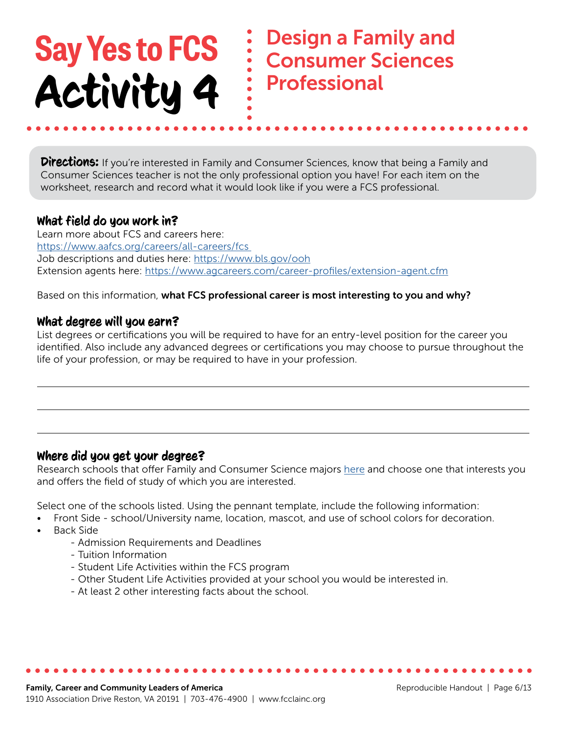# Say Yes to FCS Activity 4

## Design a Family and Consumer Sciences Professional

**Directions:** If you're interested in Family and Consumer Sciences, know that being a Family and Consumer Sciences teacher is not the only professional option you have! For each item on the worksheet, research and record what it would look like if you were a FCS professional.

### What field do you work in?

Learn more about FCS and careers here:
https://www.aafcs.org/careers/all-careers/fcs
Job descriptions and duties here: https://www.bls.gov/ooh
Extension agents here: https://www.agcareers.com/career-profiles/extension-agent.cfm

Based on this information, **what FCS professional career is most interesting to you and why?**

### What degree will you earn?

List degrees or certifications you will be required to have for an entry-level position for the career you identified. Also include any advanced degrees or certifications you may choose to pursue throughout the life of your profession, or may be required to have in your profession.

___

___

___

### Where did you get your degree?

Research schools that offer Family and Consumer Science majors here and choose one that interests you and offers the field of study of which you are interested.

Select one of the schools listed. Using the pennant template, include the following information:

- Front Side - school/University name, location, mascot, and use of school colors for decoration.
- Back Side
  - Admission Requirements and Deadlines
  - Tuition Information
  - Student Life Activities within the FCS program
  - Other Student Life Activities provided at your school you would be interested in.
  - At least 2 other interesting facts about the school.

**Family, Career and Community Leaders of America**
1910 Association Drive Reston, VA 20191 | 703-476-4900 | www.fcclainc.org

Reproducible Handout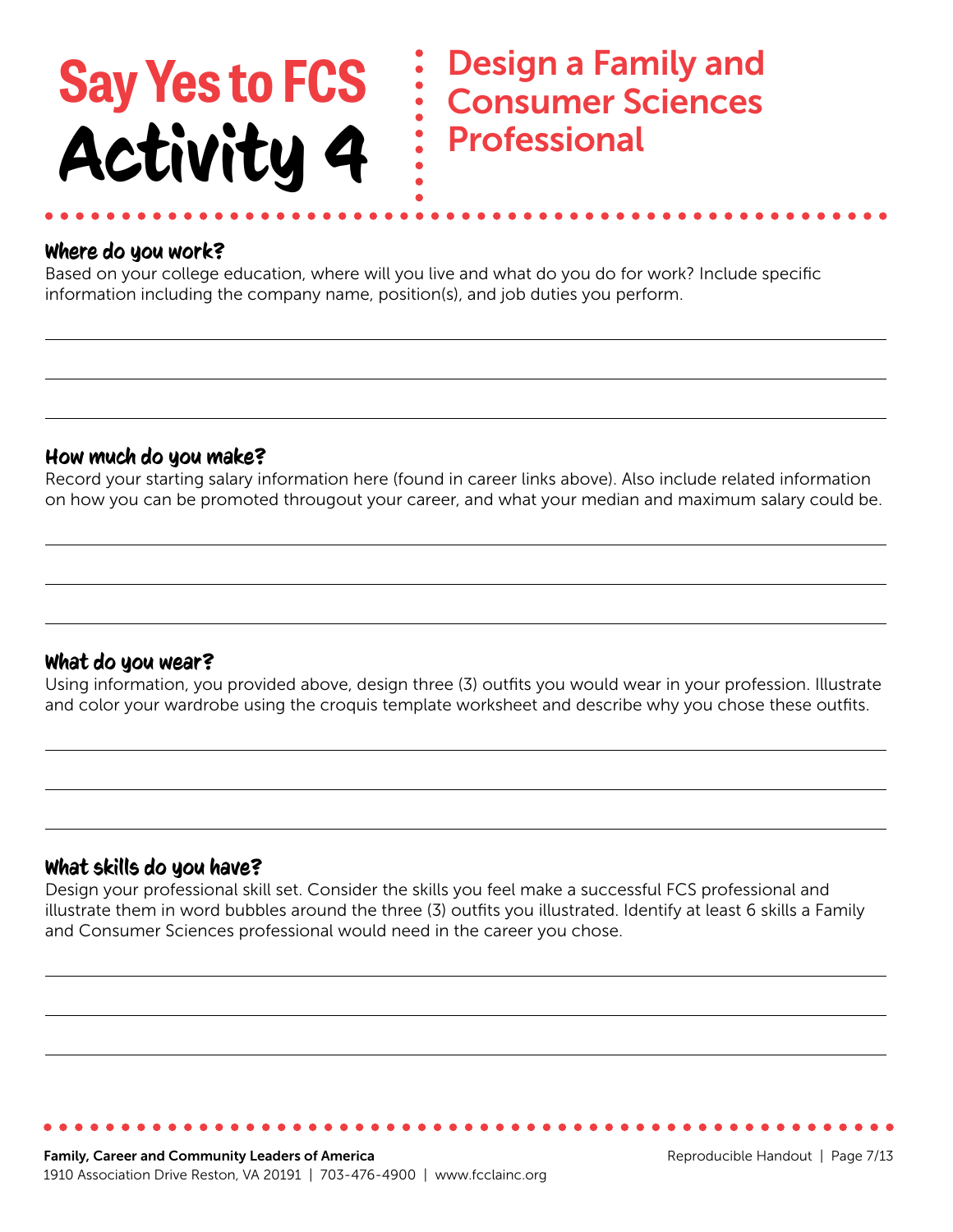# Say Yes to FCS Activity 4

## Design a Family and Consumer Sciences Professional

### Where do you work?

Based on your college education, where will you live and what do you do for work? Include specific information including the company name, position(s), and job duties you perform.

### How much do you make?

Record your starting salary information here (found in career links above). Also include related information on how you can be promoted througout your career, and what your median and maximum salary could be.

### What do you wear?

Using information, you provided above, design three (3) outfits you would wear in your profession. Illustrate and color your wardrobe using the croquis template worksheet and describe why you chose these outfits.

### What skills do you have?

Design your professional skill set. Consider the skills you feel make a successful FCS professional and illustrate them in word bubbles around the three (3) outfits you illustrated. Identify at least 6 skills a Family and Consumer Sciences professional would need in the career you chose.

**Family, Career and Community Leaders of America**
1910 Association Drive Reston, VA 20191 | 703-476-4900 | www.fcclainc.org

Reproducible Handout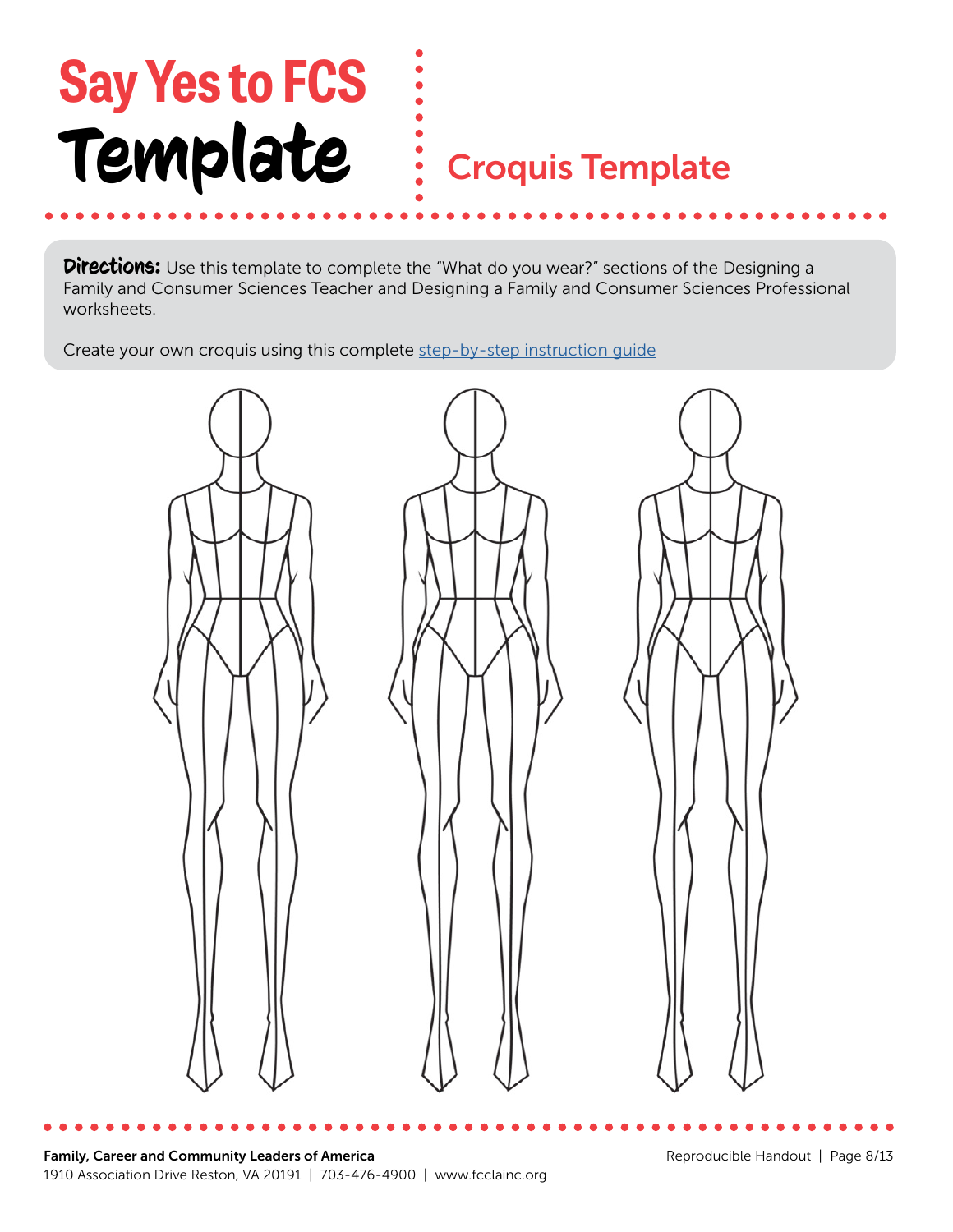# Say Yes to FCS Template

## Croquis Template

**Directions:** Use this template to complete the "What do you wear?" sections of the Designing a Family and Consumer Sciences Teacher and Designing a Family and Consumer Sciences Professional worksheets.

Create your own croquis using this complete step-by-step instruction guide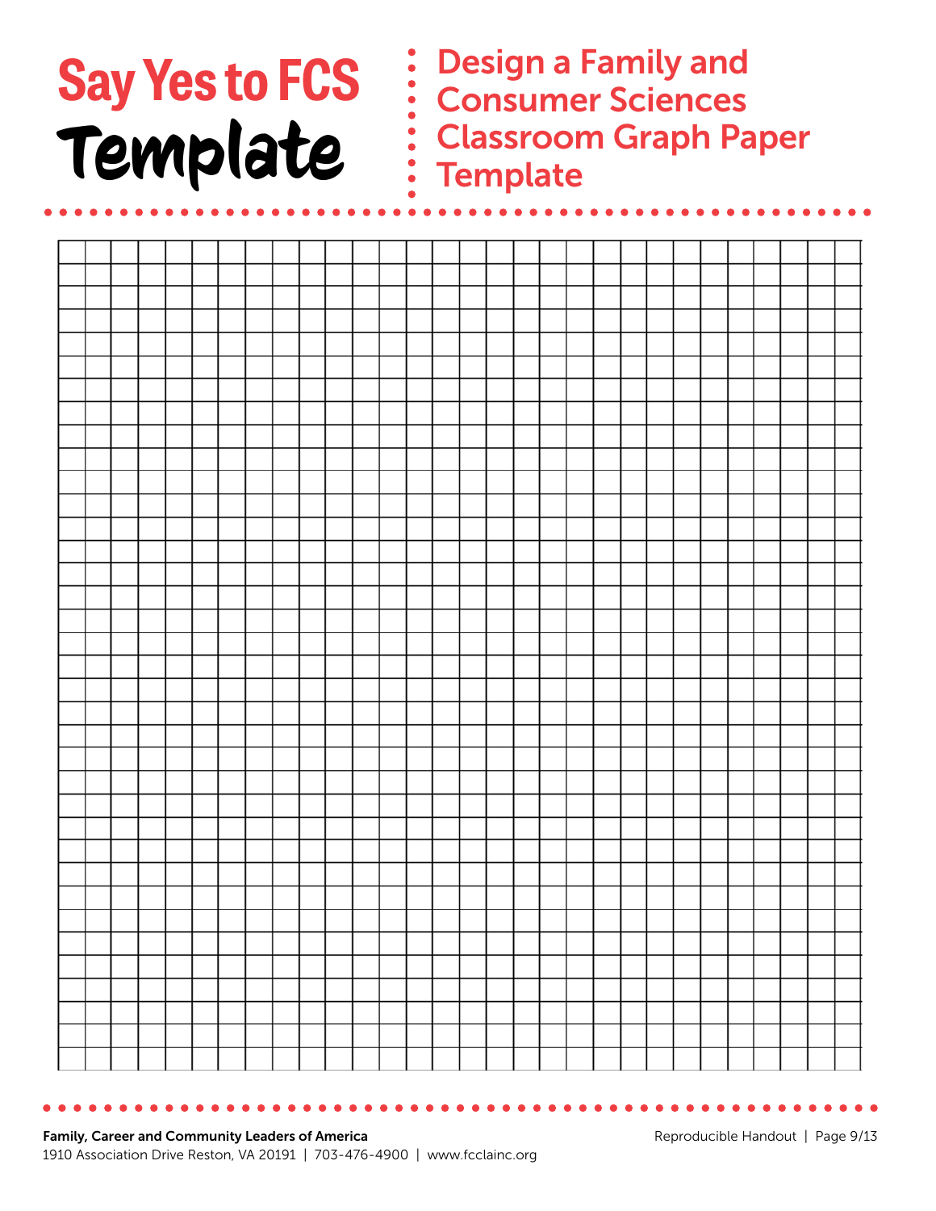# Say Yes to FCS Template

## Design a Family and Consumer Sciences Classroom Graph Paper Template

Family, Career and Community Leaders of America
1910 Association Drive Reston, VA 20191 | 703-476-4900 | www.fcclainc.org

Reproducible Handout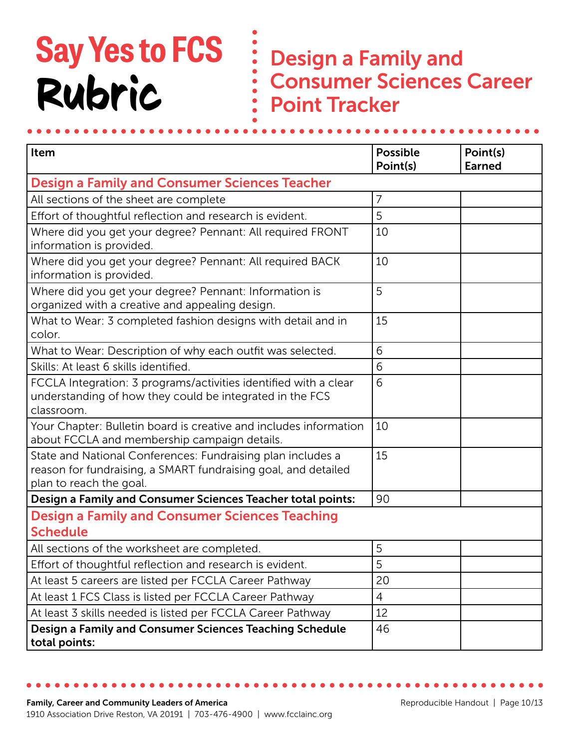# Say Yes to FCS Rubric

## Design a Family and Consumer Sciences Career Point Tracker

| Item | Possible Point(s) | Point(s) Earned |
|---|---|---|
| **Design a Family and Consumer Sciences Teacher** | | |
| All sections of the sheet are complete | 7 | |
| Effort of thoughtful reflection and research is evident. | 5 | |
| Where did you get your degree? Pennant: All required FRONT information is provided. | 10 | |
| Where did you get your degree? Pennant: All required BACK information is provided. | 10 | |
| Where did you get your degree? Pennant: Information is organized with a creative and appealing design. | 5 | |
| What to Wear: 3 completed fashion designs with detail and in color. | 15 | |
| What to Wear: Description of why each outfit was selected. | 6 | |
| Skills: At least 6 skills identified. | 6 | |
| FCCLA Integration: 3 programs/activities identified with a clear understanding of how they could be integrated in the FCS classroom. | 6 | |
| Your Chapter: Bulletin board is creative and includes information about FCCLA and membership campaign details. | 10 | |
| State and National Conferences: Fundraising plan includes a reason for fundraising, a SMART fundraising goal, and detailed plan to reach the goal. | 15 | |
| **Design a Family and Consumer Sciences Teacher total points:** | 90 | |
| **Design a Family and Consumer Sciences Teaching Schedule** | | |
| All sections of the worksheet are completed. | 5 | |
| Effort of thoughtful reflection and research is evident. | 5 | |
| At least 5 careers are listed per FCCLA Career Pathway | 20 | |
| At least 1 FCS Class is listed per FCCLA Career Pathway | 4 | |
| At least 3 skills needed is listed per FCCLA Career Pathway | 12 | |
| **Design a Family and Consumer Sciences Teaching Schedule total points:** | 46 | |

**Family, Career and Community Leaders of America**
1910 Association Drive Reston, VA 20191 | 703-476-4900 | www.fcclainc.org

Reproducible Handout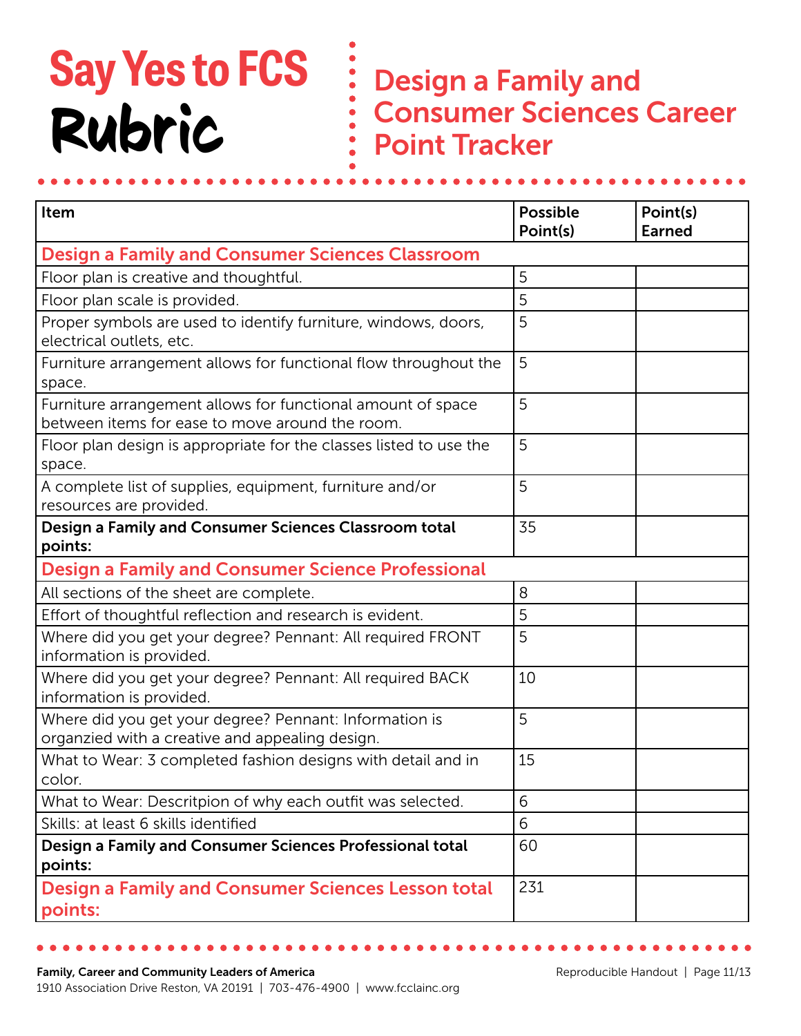# Say Yes to FCS Rubric

## Design a Family and Consumer Sciences Career Point Tracker

| Item | Possible Point(s) | Point(s) Earned |
|---|---|---|
| **Design a Family and Consumer Sciences Classroom** | | |
| Floor plan is creative and thoughtful. | 5 | |
| Floor plan scale is provided. | 5 | |
| Proper symbols are used to identify furniture, windows, doors, electrical outlets, etc. | 5 | |
| Furniture arrangement allows for functional flow throughout the space. | 5 | |
| Furniture arrangement allows for functional amount of space between items for ease to move around the room. | 5 | |
| Floor plan design is appropriate for the classes listed to use the space. | 5 | |
| A complete list of supplies, equipment, furniture and/or resources are provided. | 5 | |
| **Design a Family and Consumer Sciences Classroom total points:** | 35 | |
| **Design a Family and Consumer Science Professional** | | |
| All sections of the sheet are complete. | 8 | |
| Effort of thoughtful reflection and research is evident. | 5 | |
| Where did you get your degree? Pennant: All required FRONT information is provided. | 5 | |
| Where did you get your degree? Pennant: All required BACK information is provided. | 10 | |
| Where did you get your degree? Pennant: Information is organzied with a creative and appealing design. | 5 | |
| What to Wear: 3 completed fashion designs with detail and in color. | 15 | |
| What to Wear: Descritpion of why each outfit was selected. | 6 | |
| Skills: at least 6 skills identified | 6 | |
| **Design a Family and Consumer Sciences Professional total points:** | 60 | |
| **Design a Family and Consumer Sciences Lesson total points:** | 231 | |

**Family, Career and Community Leaders of America**
1910 Association Drive Reston, VA 20191 | 703-476-4900 | www.fcclainc.org

Reproducible Handout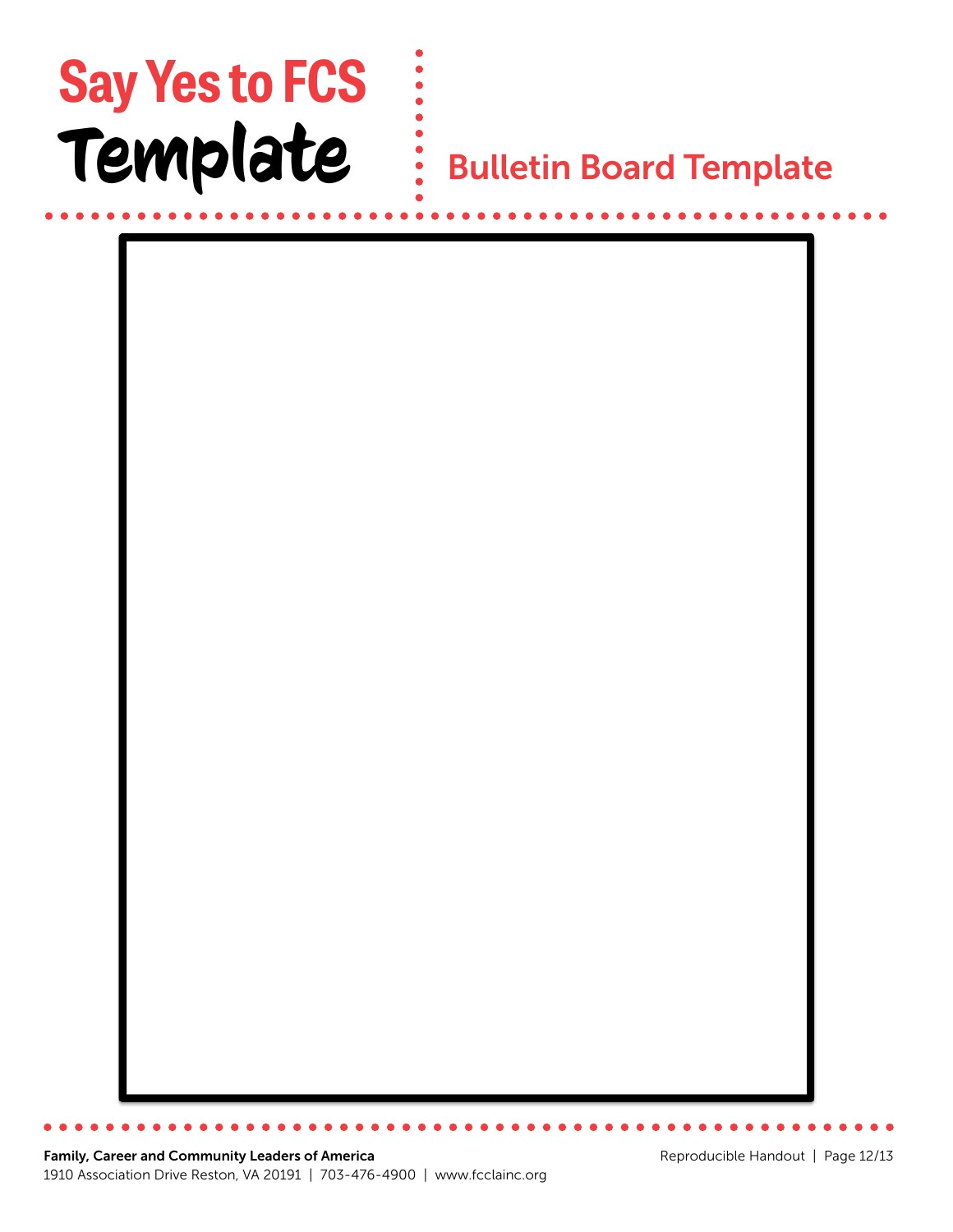# Say Yes to FCS Template

## Bulletin Board Template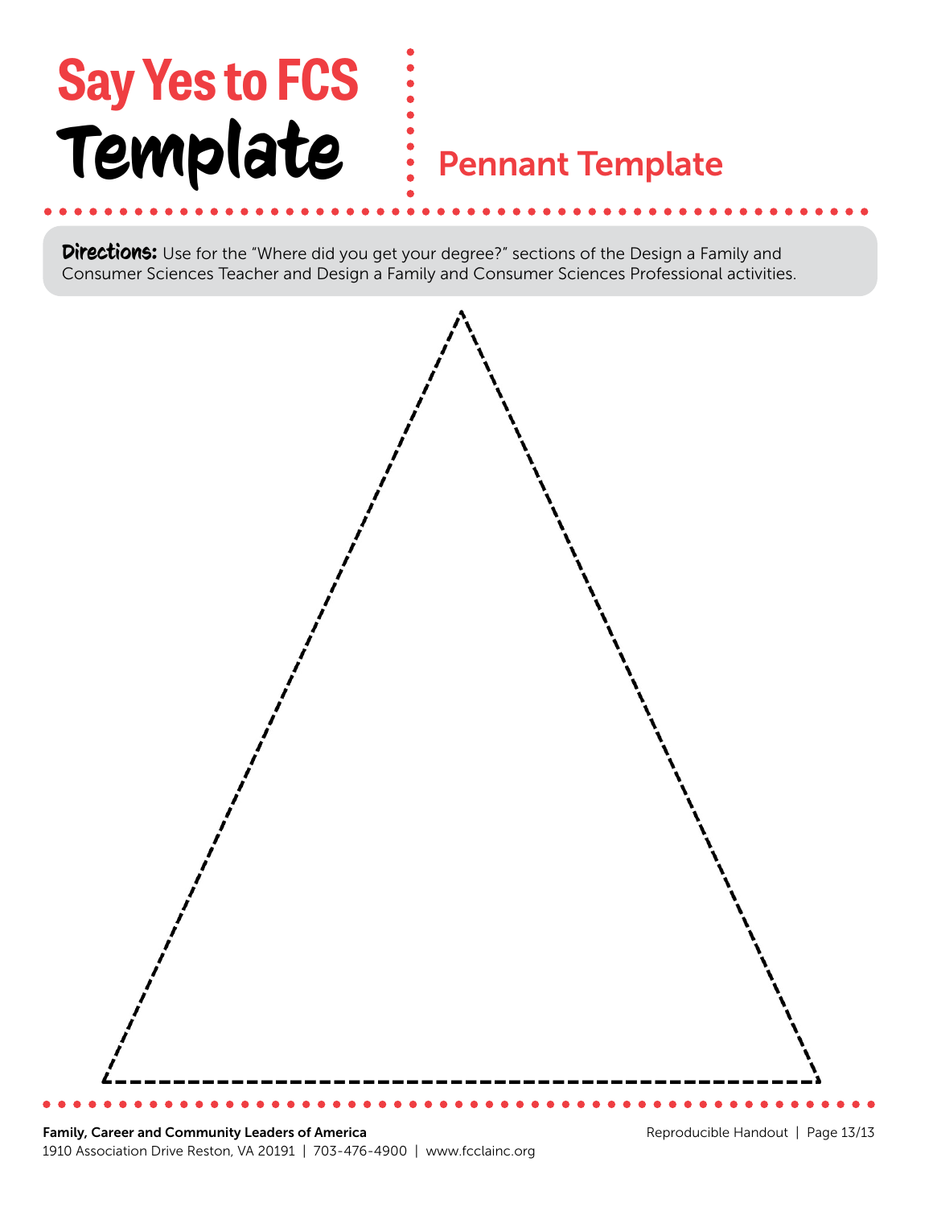# Say Yes to FCS Template

## Pennant Template

**Directions:** Use for the "Where did you get your degree?" sections of the Design a Family and Consumer Sciences Teacher and Design a Family and Consumer Sciences Professional activities.